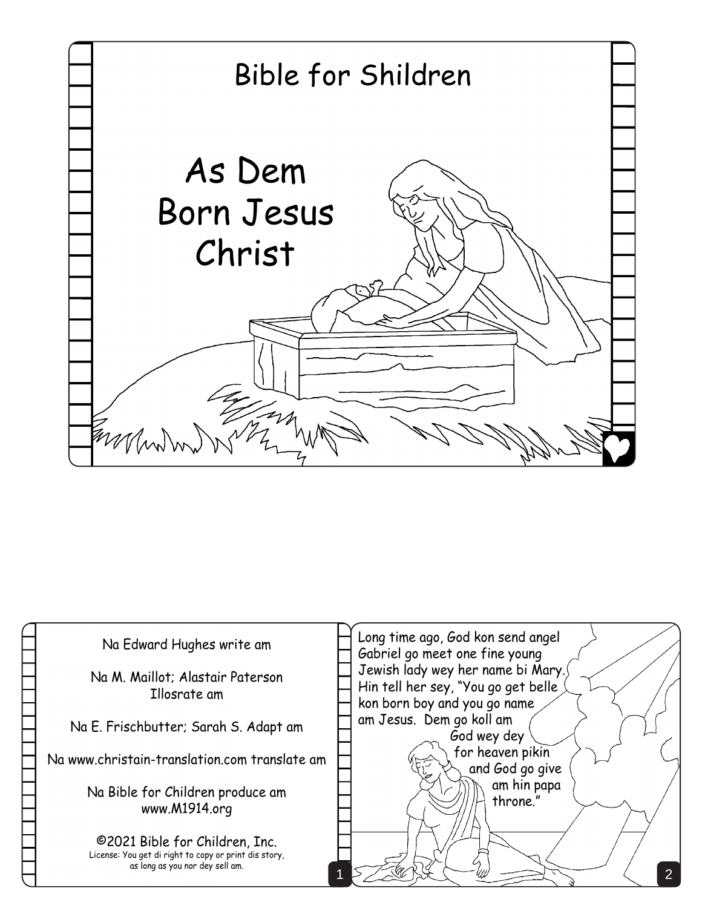# Bible for Shildren

## As Dem Born Jesus Christ

Na Edward Hughes write am

Na M. Maillot; Alastair Paterson Illosrate am

Na E. Frischbutter; Sarah S. Adapt am

Na www.christain-translation.com translate am

Na Bible for Children produce am www.M1914.org

©2021 Bible for Children, Inc.
License: You get di right to copy or print dis story, as long as you nor dey sell am.

Long time ago, God kon send angel Gabriel go meet one fine young Jewish lady wey her name bi Mary. Hin tell her sey, "You go get belle kon born boy and you go name am Jesus. Dem go koll am God wey dey for heaven pikin and God go give am hin papa throne."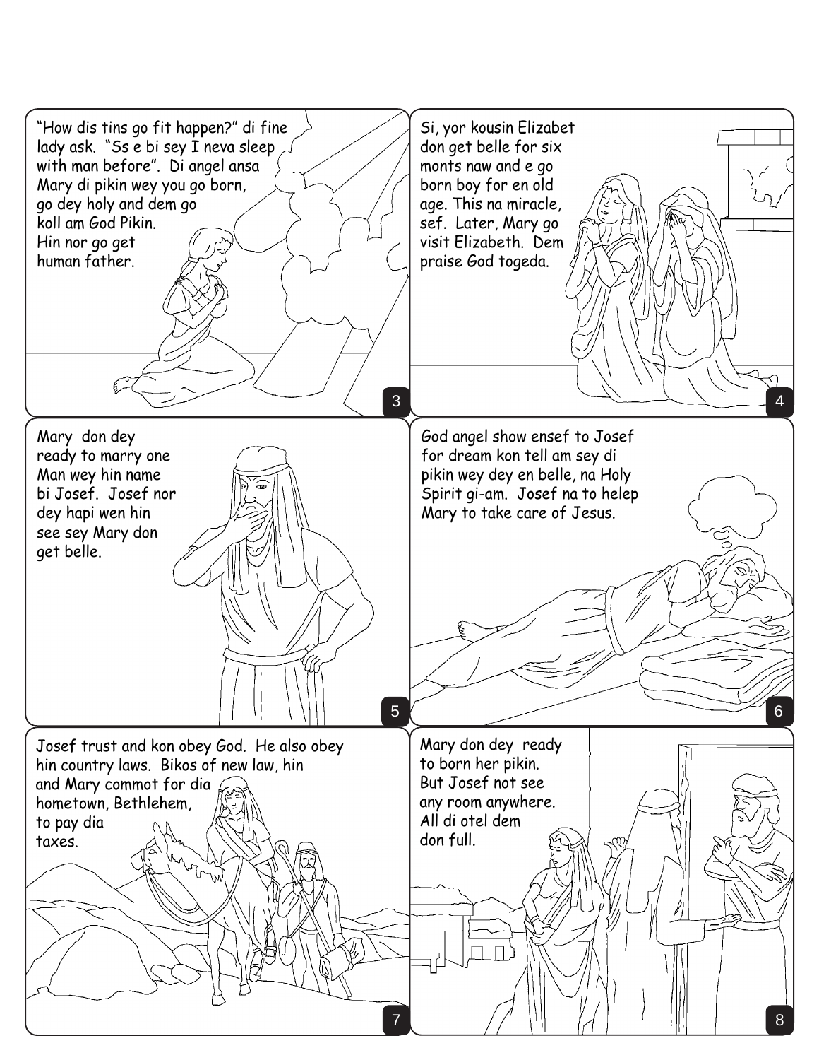"How dis tins go fit happen?" di fine lady ask. "Ss e bi sey I neva sleep with man before". Di angel ansa Mary di pikin wey you go born, go dey holy and dem go koll am God Pikin. Hin nor go get human father.

Si, yor kousin Elizabet don get belle for six monts naw and e go born boy for en old age. This na miracle, sef. Later, Mary go visit Elizabeth. Dem praise God togeda.

Mary don dey ready to marry one Man wey hin name bi Josef. Josef nor dey hapi wen hin see sey Mary don get belle.

God angel show ensef to Josef for dream kon tell am sey di pikin wey dey en belle, na Holy Spirit gi-am. Josef na to helep Mary to take care of Jesus.

Josef trust and kon obey God. He also obey hin country laws. Bikos of new law, hin and Mary commot for dia hometown, Bethlehem, to pay dia taxes.

Mary don dey ready to born her pikin. But Josef not see any room anywhere. All di otel dem don full.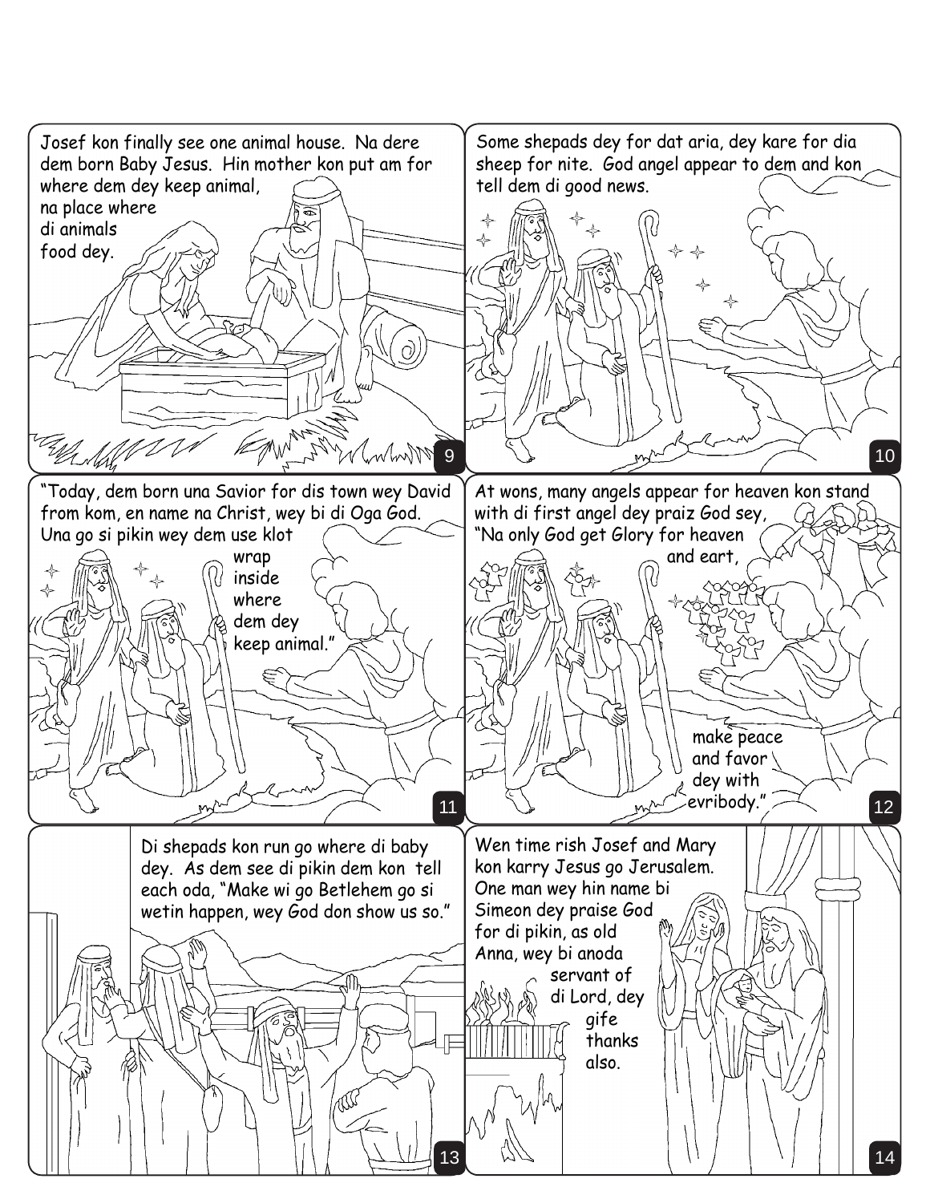Josef kon finally see one animal house. Na dere dem born Baby Jesus. Hin mother kon put am for where dem dey keep animal, na place where di animals food dey.

Some shepads dey for dat aria, dey kare for dia sheep for nite. God angel appear to dem and kon tell dem di good news.

"Today, dem born una Savior for dis town wey David from kom, en name na Christ, wey bi di Oga God. Una go si pikin wey dem use klot wrap inside where dem dey keep animal."

At wons, many angels appear for heaven kon stand with di first angel dey praiz God sey, "Na only God get Glory for heaven and eart, make peace and favor dey with evribody."

Di shepads kon run go where di baby dey. As dem see di pikin dem kon tell each oda, "Make wi go Betlehem go si wetin happen, wey God don show us so."

Wen time rish Josef and Mary kon karry Jesus go Jerusalem. One man wey hin name bi Simeon dey praise God for di pikin, as old Anna, wey bi anoda servant of di Lord, dey gife thanks also.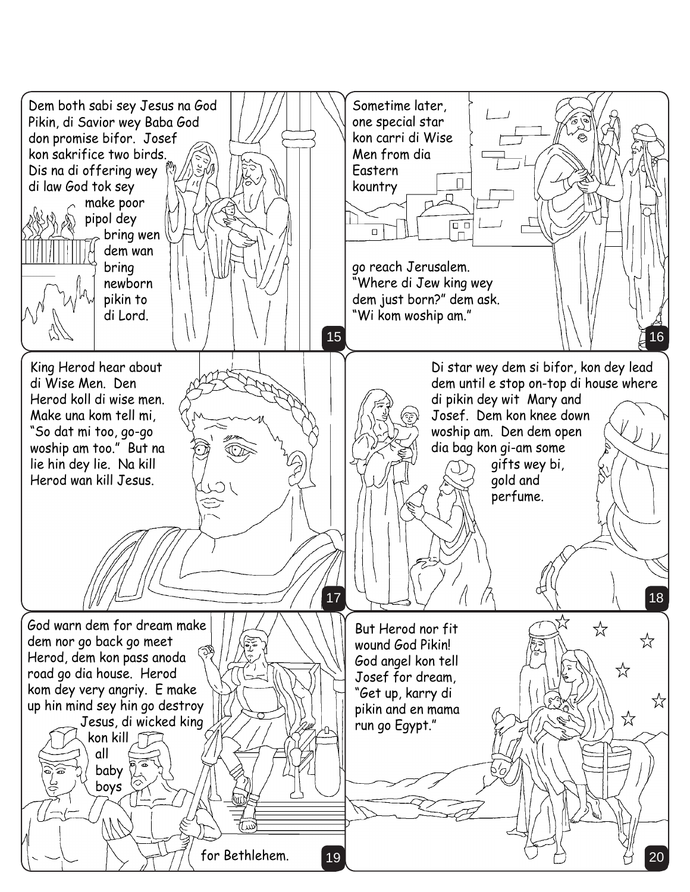Dem both sabi sey Jesus na God Pikin, di Savior wey Baba God don promise bifor. Josef kon sakrifice two birds. Dis na di offering wey di law God tok sey make poor pipol dey bring wen dem wan bring newborn pikin to di Lord.

Sometime later, one special star kon carri di Wise Men from dia Eastern kountry go reach Jerusalem. "Where di Jew king wey dem just born?" dem ask. "Wi kom woship am."

King Herod hear about di Wise Men. Den Herod koll di wise men. Make una kom tell mi, "So dat mi too, go-go woship am too." But na lie hin dey lie. Na kill Herod wan kill Jesus.

Di star wey dem si bifor, kon dey lead dem until e stop on-top di house where di pikin dey wit Mary and Josef. Dem kon knee down woship am. Den dem open dia bag kon gi-am some gifts wey bi, gold and perfume.

God warn dem for dream make dem nor go back go meet Herod, dem kon pass anoda road go dia house. Herod kom dey very angriy. E make up hin mind sey hin go destroy Jesus, di wicked king kon kill all baby boys for Bethlehem.

But Herod nor fit wound God Pikin! God angel kon tell Josef for dream, "Get up, karry di pikin and en mama run go Egypt."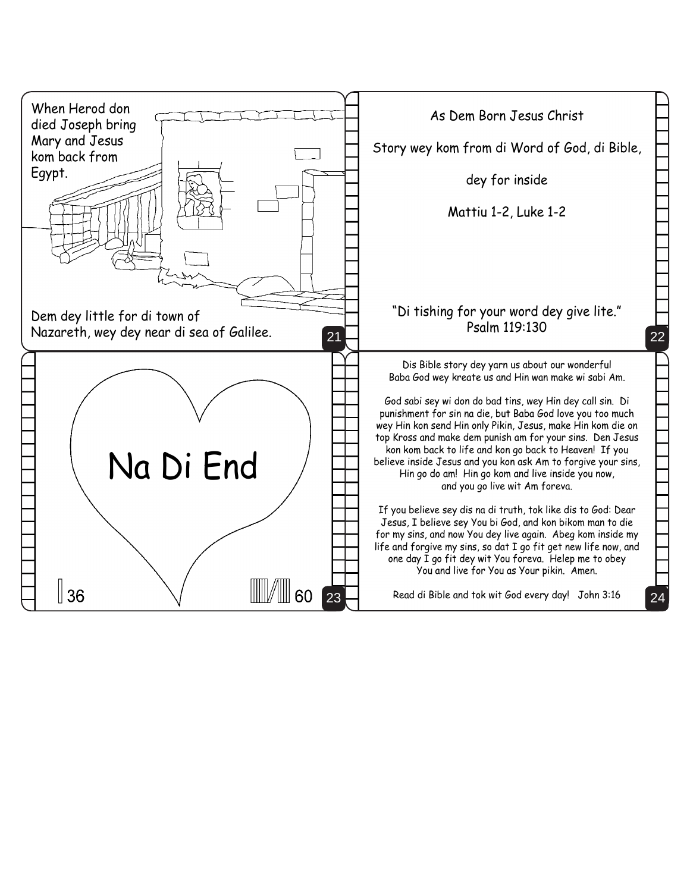When Herod don died Joseph bring Mary and Jesus kom back from Egypt.

Dem dey little for di town of Nazareth, wey dey near di sea of Galilee.

As Dem Born Jesus Christ

Story wey kom from di Word of God, di Bible,

dey for inside

Mattiu 1-2, Luke 1-2

"Di tishing for your word dey give lite."
Psalm 119:130

# Na Di End

36

60

Dis Bible story dey yarn us about our wonderful Baba God wey kreate us and Hin wan make wi sabi Am.

God sabi sey wi don do bad tins, wey Hin dey call sin. Di punishment for sin na die, but Baba God love you too much wey Hin kon send Hin only Pikin, Jesus, make Hin kom die on top Kross and make dem punish am for your sins. Den Jesus kon kom back to life and kon go back to Heaven! If you believe inside Jesus and you kon ask Am to forgive your sins, Hin go do am! Hin go kom and live inside you now, and you go live wit Am foreva.

If you believe sey dis na di truth, tok like dis to God: Dear Jesus, I believe sey You bi God, and kon bikom man to die for my sins, and now You dey live again. Abeg kom inside my life and forgive my sins, so dat I go fit get new life now, and one day I go fit dey wit You foreva. Helep me to obey You and live for You as Your pikin. Amen.

Read di Bible and tok wit God every day! John 3:16